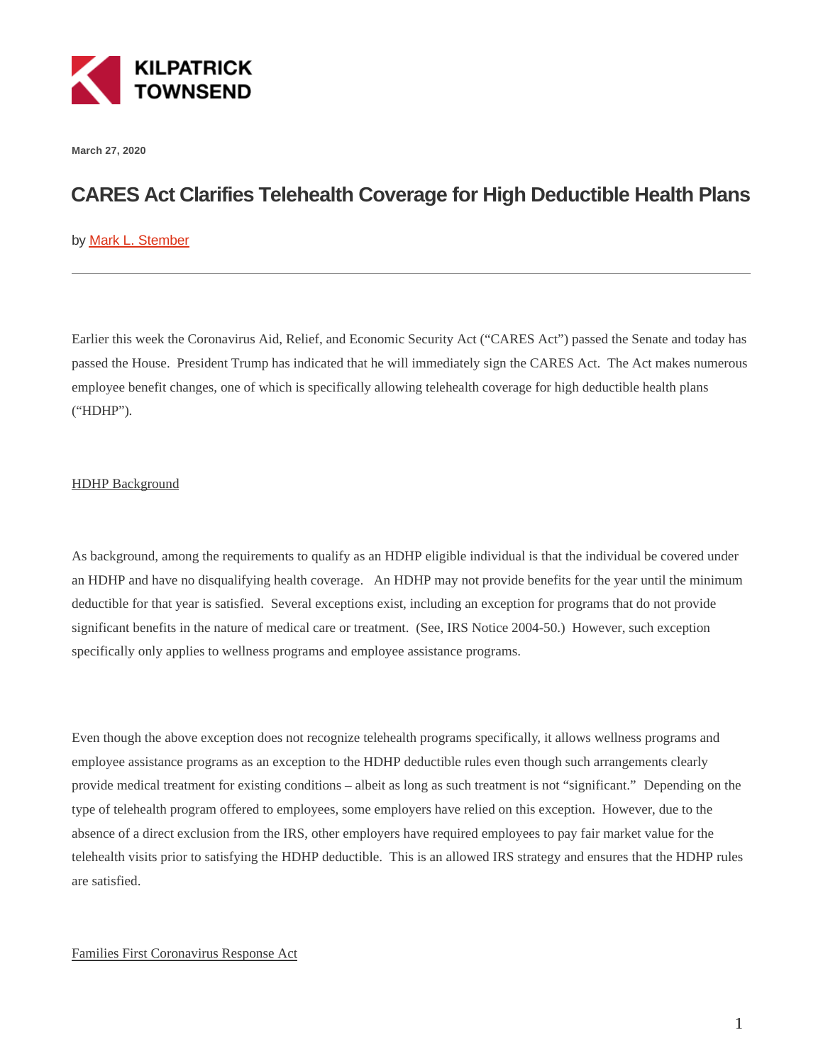KILPATRICK TOWNSEND

March 27, 2020

# CARES Act Clarifies Telehealth Coverage for High Deductible Health Plans

by Mark L. Stember

---

Earlier this week the Coronavirus Aid, Relief, and Economic Security Act ("CARES Act") passed the Senate and today has passed the House. President Trump has indicated that he will immediately sign the CARES Act. The Act makes numerous employee benefit changes, one of which is specifically allowing telehealth coverage for high deductible health plans ("HDHP").

## HDHP Background

As background, among the requirements to qualify as an HDHP eligible individual is that the individual be covered under an HDHP and have no disqualifying health coverage. An HDHP may not provide benefits for the year until the minimum deductible for that year is satisfied. Several exceptions exist, including an exception for programs that do not provide significant benefits in the nature of medical care or treatment. (See, IRS Notice 2004-50.) However, such exception specifically only applies to wellness programs and employee assistance programs.

Even though the above exception does not recognize telehealth programs specifically, it allows wellness programs and employee assistance programs as an exception to the HDHP deductible rules even though such arrangements clearly provide medical treatment for existing conditions – albeit as long as such treatment is not "significant." Depending on the type of telehealth program offered to employees, some employers have relied on this exception. However, due to the absence of a direct exclusion from the IRS, other employers have required employees to pay fair market value for the telehealth visits prior to satisfying the HDHP deductible. This is an allowed IRS strategy and ensures that the HDHP rules are satisfied.

## Families First Coronavirus Response Act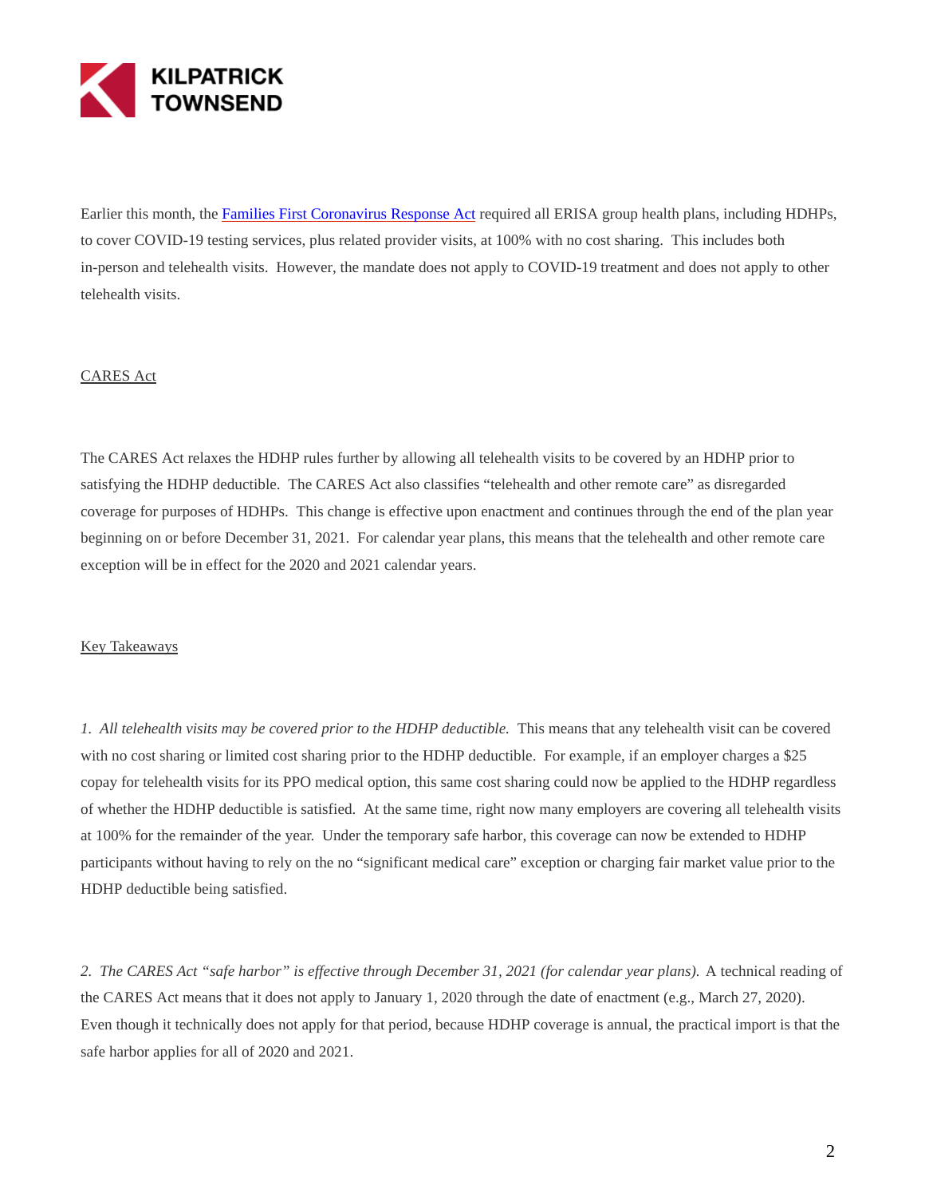Earlier this month, the [Families First Coronavirus Response Act](https://www.kilpatricktownsend.com) required all ERISA group health plans, including HDHPs, to cover COVID-19 testing services, plus related provider visits, at 100% with no cost sharing. This includes both in-person and telehealth visits. However, the mandate does not apply to COVID-19 treatment and does not apply to other telehealth visits.

## CARES Act

The CARES Act relaxes the HDHP rules further by allowing all telehealth visits to be covered by an HDHP prior to satisfying the HDHP deductible. The CARES Act also classifies "telehealth and other remote care" as disregarded coverage for purposes of HDHPs. This change is effective upon enactment and continues through the end of the plan year beginning on or before December 31, 2021. For calendar year plans, this means that the telehealth and other remote care exception will be in effect for the 2020 and 2021 calendar years.

## Key Takeaways

1. *All telehealth visits may be covered prior to the HDHP deductible.* This means that any telehealth visit can be covered with no cost sharing or limited cost sharing prior to the HDHP deductible. For example, if an employer charges a $25 copay for telehealth visits for its PPO medical option, this same cost sharing could now be applied to the HDHP regardless of whether the HDHP deductible is satisfied. At the same time, right now many employers are covering all telehealth visits at 100% for the remainder of the year. Under the temporary safe harbor, this coverage can now be extended to HDHP participants without having to rely on the no "significant medical care" exception or charging fair market value prior to the HDHP deductible being satisfied.

2. *The CARES Act "safe harbor" is effective through December 31, 2021 (for calendar year plans).* A technical reading of the CARES Act means that it does not apply to January 1, 2020 through the date of enactment (e.g., March 27, 2020). Even though it technically does not apply for that period, because HDHP coverage is annual, the practical import is that the safe harbor applies for all of 2020 and 2021.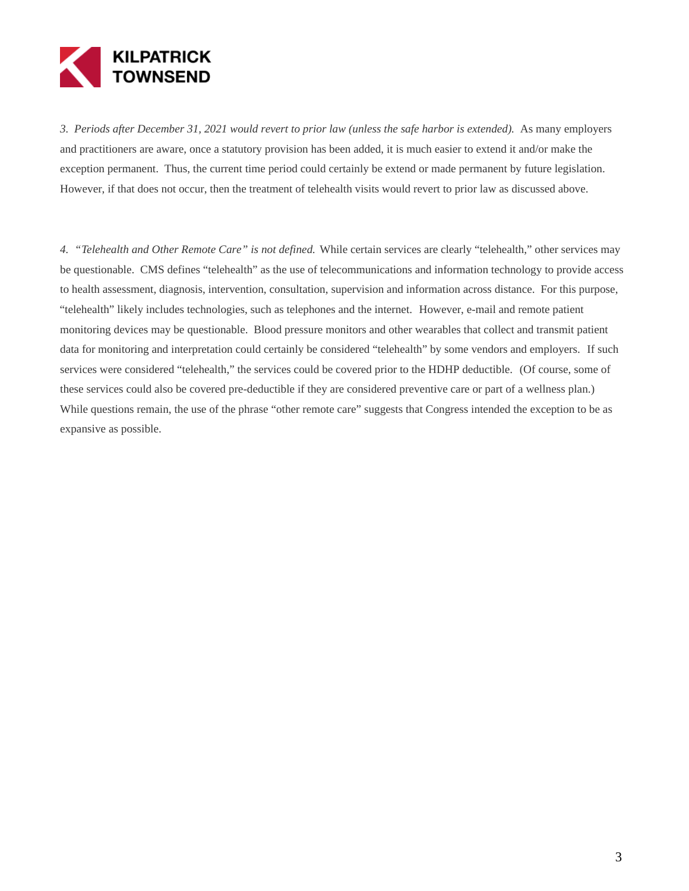*3. Periods after December 31, 2021 would revert to prior law (unless the safe harbor is extended).* As many employers and practitioners are aware, once a statutory provision has been added, it is much easier to extend it and/or make the exception permanent. Thus, the current time period could certainly be extend or made permanent by future legislation. However, if that does not occur, then the treatment of telehealth visits would revert to prior law as discussed above.

*4. "Telehealth and Other Remote Care" is not defined.* While certain services are clearly "telehealth," other services may be questionable. CMS defines "telehealth" as the use of telecommunications and information technology to provide access to health assessment, diagnosis, intervention, consultation, supervision and information across distance. For this purpose, "telehealth" likely includes technologies, such as telephones and the internet. However, e-mail and remote patient monitoring devices may be questionable. Blood pressure monitors and other wearables that collect and transmit patient data for monitoring and interpretation could certainly be considered "telehealth" by some vendors and employers. If such services were considered "telehealth," the services could be covered prior to the HDHP deductible. (Of course, some of these services could also be covered pre-deductible if they are considered preventive care or part of a wellness plan.) While questions remain, the use of the phrase "other remote care" suggests that Congress intended the exception to be as expansive as possible.